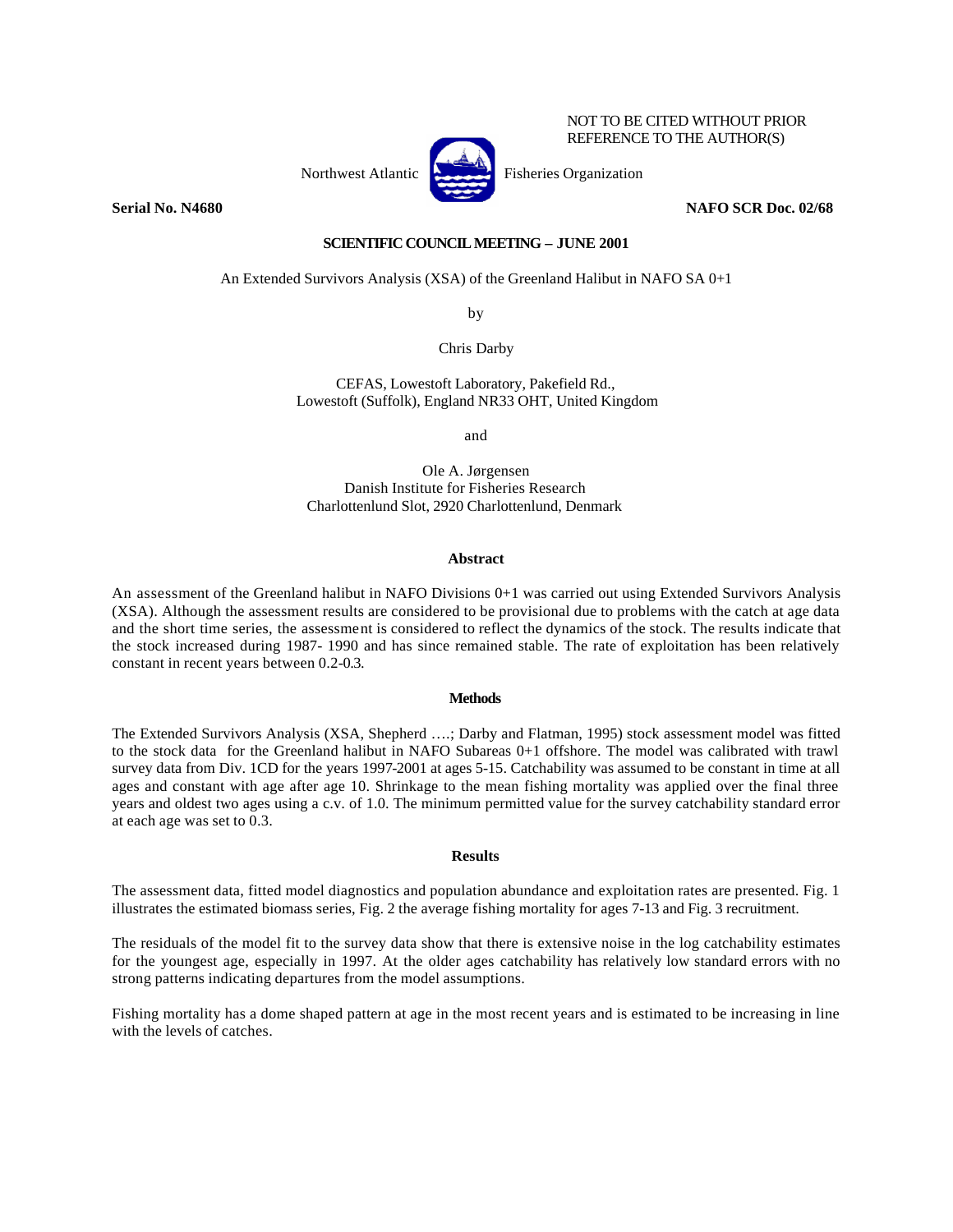NOT TO BE CITED WITHOUT PRIOR REFERENCE TO THE AUTHOR(S)

Northwest Atlantic Fisheries Organization

**Serial No. N4680** **NAFO SCR Doc. 02/68**

**SCIENTIFIC COUNCIL MEETING – JUNE 2001**

An Extended Survivors Analysis (XSA) of the Greenland Halibut in NAFO SA 0+1

by

Chris Darby

CEFAS, Lowestoft Laboratory, Pakefield Rd.,
Lowestoft (Suffolk), England NR33 OHT, United Kingdom

and

Ole A. Jørgensen
Danish Institute for Fisheries Research
Charlottenlund Slot, 2920 Charlottenlund, Denmark

## Abstract

An assessment of the Greenland halibut in NAFO Divisions 0+1 was carried out using Extended Survivors Analysis (XSA). Although the assessment results are considered to be provisional due to problems with the catch at age data and the short time series, the assessment is considered to reflect the dynamics of the stock. The results indicate that the stock increased during 1987- 1990 and has since remained stable. The rate of exploitation has been relatively constant in recent years between 0.2-0.3.

## Methods

The Extended Survivors Analysis (XSA, Shepherd ….; Darby and Flatman, 1995) stock assessment model was fitted to the stock data for the Greenland halibut in NAFO Subareas 0+1 offshore. The model was calibrated with trawl survey data from Div. 1CD for the years 1997-2001 at ages 5-15. Catchability was assumed to be constant in time at all ages and constant with age after age 10. Shrinkage to the mean fishing mortality was applied over the final three years and oldest two ages using a c.v. of 1.0. The minimum permitted value for the survey catchability standard error at each age was set to 0.3.

## Results

The assessment data, fitted model diagnostics and population abundance and exploitation rates are presented. Fig. 1 illustrates the estimated biomass series, Fig. 2 the average fishing mortality for ages 7-13 and Fig. 3 recruitment.

The residuals of the model fit to the survey data show that there is extensive noise in the log catchability estimates for the youngest age, especially in 1997. At the older ages catchability has relatively low standard errors with no strong patterns indicating departures from the model assumptions.

Fishing mortality has a dome shaped pattern at age in the most recent years and is estimated to be increasing in line with the levels of catches.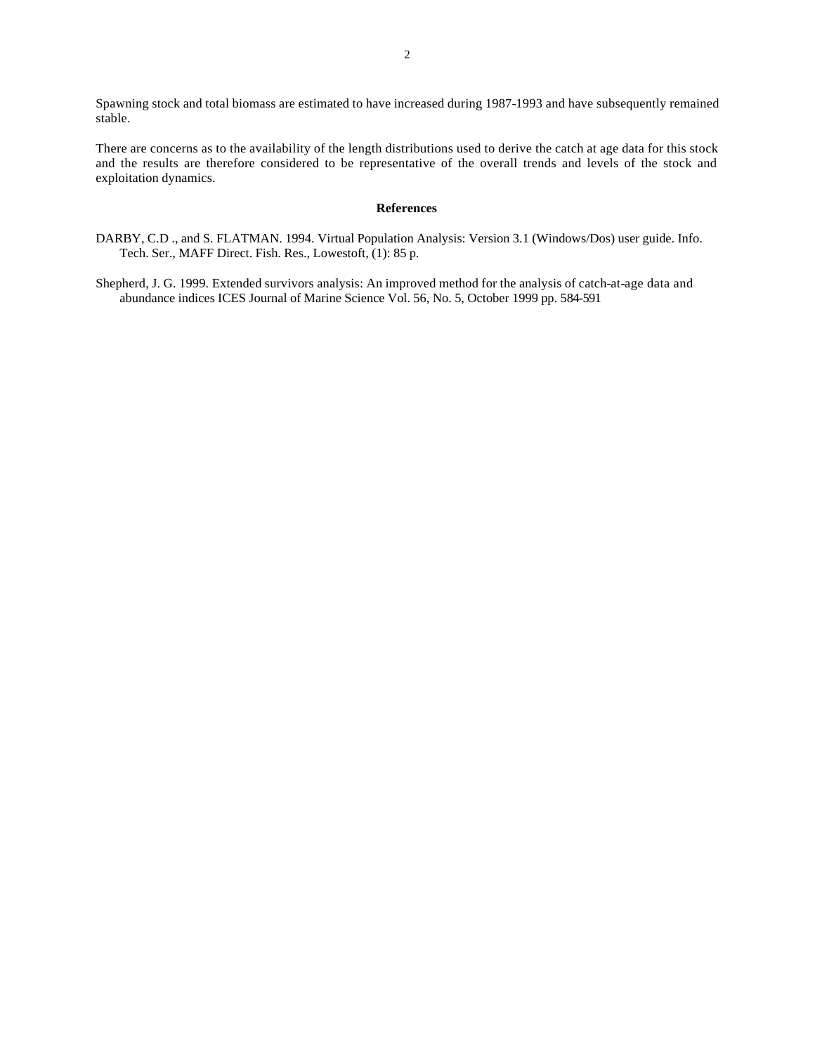Spawning stock and total biomass are estimated to have increased during 1987-1993 and have subsequently remained stable.

There are concerns as to the availability of the length distributions used to derive the catch at age data for this stock and the results are therefore considered to be representative of the overall trends and levels of the stock and exploitation dynamics.

## References

DARBY, C.D ., and S. FLATMAN. 1994. Virtual Population Analysis: Version 3.1 (Windows/Dos) user guide. Info. Tech. Ser., MAFF Direct. Fish. Res., Lowestoft, (1): 85 p.

Shepherd, J. G. 1999. Extended survivors analysis: An improved method for the analysis of catch-at-age data and abundance indices ICES Journal of Marine Science Vol. 56, No. 5, October 1999 pp. 584-591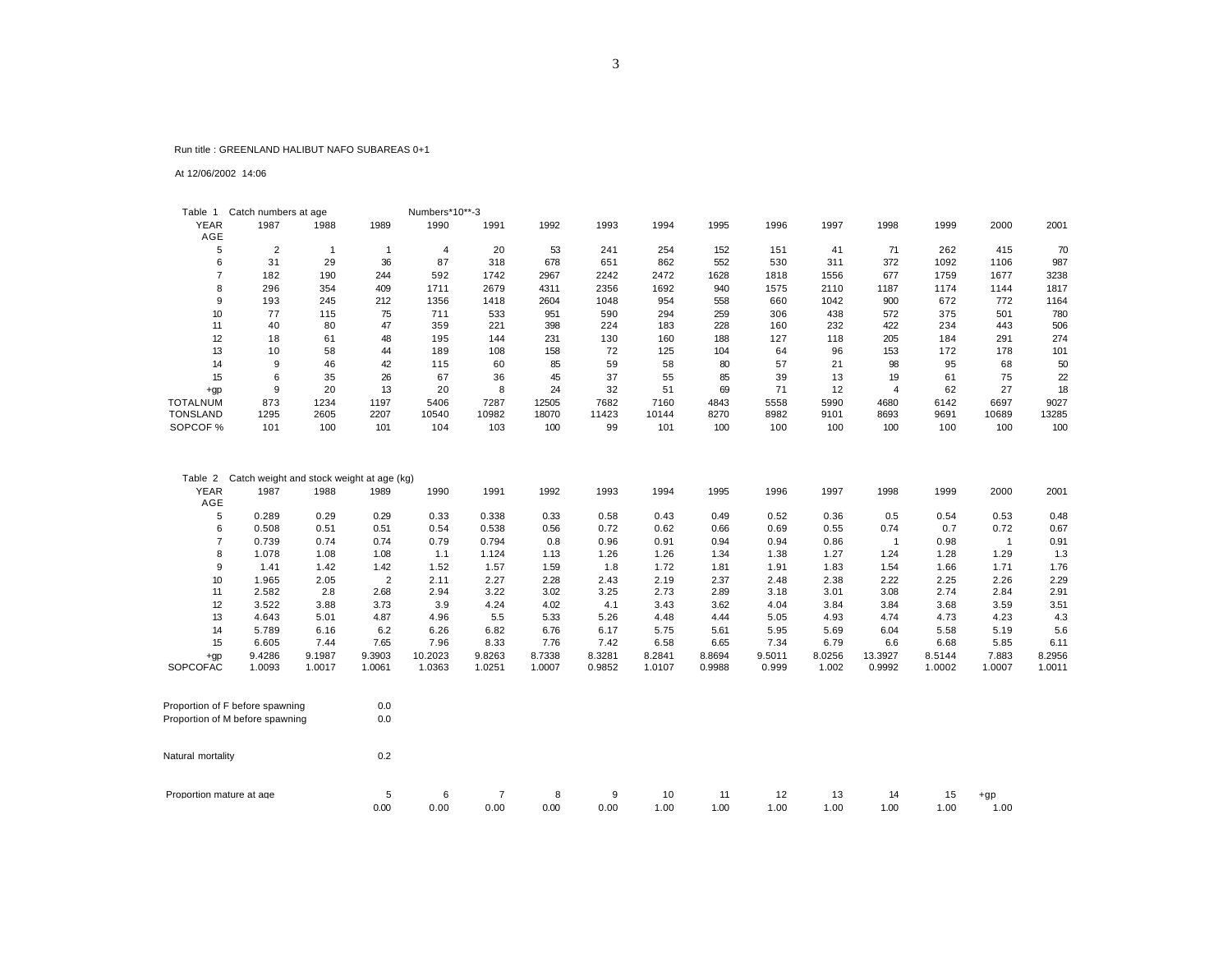Run title : GREENLAND HALIBUT NAFO SUBAREAS 0+1

At 12/06/2002 14:06

Table 1 Catch numbers at age Numbers*10**-3

| YEAR | 1987 | 1988 | 1989 | 1990 | 1991 | 1992 | 1993 | 1994 | 1995 | 1996 | 1997 | 1998 | 1999 | 2000 | 2001 |
|---|---|---|---|---|---|---|---|---|---|---|---|---|---|---|---|
| AGE | | | | | | | | | | | | | | | |
| 5 | 2 | 1 | 1 | 4 | 20 | 53 | 241 | 254 | 152 | 151 | 41 | 71 | 262 | 415 | 70 |
| 6 | 31 | 29 | 36 | 87 | 318 | 678 | 651 | 862 | 552 | 530 | 311 | 372 | 1092 | 1106 | 987 |
| 7 | 182 | 190 | 244 | 592 | 1742 | 2967 | 2242 | 2472 | 1628 | 1818 | 1556 | 677 | 1759 | 1677 | 3238 |
| 8 | 296 | 354 | 409 | 1711 | 2679 | 4311 | 2356 | 1692 | 940 | 1575 | 2110 | 1187 | 1174 | 1144 | 1817 |
| 9 | 193 | 245 | 212 | 1356 | 1418 | 2604 | 1048 | 954 | 558 | 660 | 1042 | 900 | 672 | 772 | 1164 |
| 10 | 77 | 115 | 75 | 711 | 533 | 951 | 590 | 294 | 259 | 306 | 438 | 572 | 375 | 501 | 780 |
| 11 | 40 | 80 | 47 | 359 | 221 | 398 | 224 | 183 | 228 | 160 | 232 | 422 | 234 | 443 | 506 |
| 12 | 18 | 61 | 48 | 195 | 144 | 231 | 130 | 160 | 188 | 127 | 118 | 205 | 184 | 291 | 274 |
| 13 | 10 | 58 | 44 | 189 | 108 | 158 | 72 | 125 | 104 | 64 | 96 | 153 | 172 | 178 | 101 |
| 14 | 9 | 46 | 42 | 115 | 60 | 85 | 59 | 58 | 80 | 57 | 21 | 98 | 95 | 68 | 50 |
| 15 | 6 | 35 | 26 | 67 | 36 | 45 | 37 | 55 | 85 | 39 | 13 | 19 | 61 | 75 | 22 |
| +gp | 9 | 20 | 13 | 20 | 8 | 24 | 32 | 51 | 69 | 71 | 12 | 4 | 62 | 27 | 18 |
| TOTALNUM | 873 | 1234 | 1197 | 5406 | 7287 | 12505 | 7682 | 7160 | 4843 | 5558 | 5990 | 4680 | 6142 | 6697 | 9027 |
| TONSLAND | 1295 | 2605 | 2207 | 10540 | 10982 | 18070 | 11423 | 10144 | 8270 | 8982 | 9101 | 8693 | 9691 | 10689 | 13285 |
| SOPCOF % | 101 | 100 | 101 | 104 | 103 | 100 | 99 | 101 | 100 | 100 | 100 | 100 | 100 | 100 | 100 |

Table 2 Catch weight and stock weight at age (kg)

| YEAR | 1987 | 1988 | 1989 | 1990 | 1991 | 1992 | 1993 | 1994 | 1995 | 1996 | 1997 | 1998 | 1999 | 2000 | 2001 |
|---|---|---|---|---|---|---|---|---|---|---|---|---|---|---|---|
| AGE | | | | | | | | | | | | | | | |
| 5 | 0.289 | 0.29 | 0.29 | 0.33 | 0.338 | 0.33 | 0.58 | 0.43 | 0.49 | 0.52 | 0.36 | 0.5 | 0.54 | 0.53 | 0.48 |
| 6 | 0.508 | 0.51 | 0.51 | 0.54 | 0.538 | 0.56 | 0.72 | 0.62 | 0.66 | 0.69 | 0.55 | 0.74 | 0.7 | 0.72 | 0.67 |
| 7 | 0.739 | 0.74 | 0.74 | 0.79 | 0.794 | 0.8 | 0.96 | 0.91 | 0.94 | 0.94 | 0.86 | 1 | 0.98 | 1 | 0.91 |
| 8 | 1.078 | 1.08 | 1.08 | 1.1 | 1.124 | 1.13 | 1.26 | 1.26 | 1.34 | 1.38 | 1.27 | 1.24 | 1.28 | 1.29 | 1.3 |
| 9 | 1.41 | 1.42 | 1.42 | 1.52 | 1.57 | 1.59 | 1.8 | 1.72 | 1.81 | 1.91 | 1.83 | 1.54 | 1.66 | 1.71 | 1.76 |
| 10 | 1.965 | 2.05 | 2 | 2.11 | 2.27 | 2.28 | 2.43 | 2.19 | 2.37 | 2.48 | 2.38 | 2.22 | 2.25 | 2.26 | 2.29 |
| 11 | 2.582 | 2.8 | 2.68 | 2.94 | 3.22 | 3.02 | 3.25 | 2.73 | 2.89 | 3.18 | 3.01 | 3.08 | 2.74 | 2.84 | 2.91 |
| 12 | 3.522 | 3.88 | 3.73 | 3.9 | 4.24 | 4.02 | 4.1 | 3.43 | 3.62 | 4.04 | 3.84 | 3.84 | 3.68 | 3.59 | 3.51 |
| 13 | 4.643 | 5.01 | 4.87 | 4.96 | 5.5 | 5.33 | 5.26 | 4.48 | 4.44 | 5.05 | 4.93 | 4.74 | 4.73 | 4.23 | 4.3 |
| 14 | 5.789 | 6.16 | 6.2 | 6.26 | 6.82 | 6.76 | 6.17 | 5.75 | 5.61 | 5.95 | 5.69 | 6.04 | 5.58 | 5.19 | 5.6 |
| 15 | 6.605 | 7.44 | 7.65 | 7.96 | 8.33 | 7.76 | 7.42 | 6.58 | 6.65 | 7.34 | 6.79 | 6.6 | 6.68 | 5.85 | 6.11 |
| +gp | 9.4286 | 9.1987 | 9.3903 | 10.2023 | 9.8263 | 8.7338 | 8.3281 | 8.2841 | 8.8694 | 9.5011 | 8.0256 | 13.3927 | 8.5144 | 7.883 | 8.2956 |
| SOPCOFAC | 1.0093 | 1.0017 | 1.0061 | 1.0363 | 1.0251 | 1.0007 | 0.9852 | 1.0107 | 0.9988 | 0.999 | 1.002 | 0.9992 | 1.0002 | 1.0007 | 1.0011 |

Proportion of F before spawning 0.0

Proportion of M before spawning 0.0

Natural mortality 0.2

| Proportion mature at age | 5 | 6 | 7 | 8 | 9 | 10 | 11 | 12 | 13 | 14 | 15 | +gp |
|---|---|---|---|---|---|---|---|---|---|---|---|---|
| | 0.00 | 0.00 | 0.00 | 0.00 | 0.00 | 1.00 | 1.00 | 1.00 | 1.00 | 1.00 | 1.00 | 1.00 |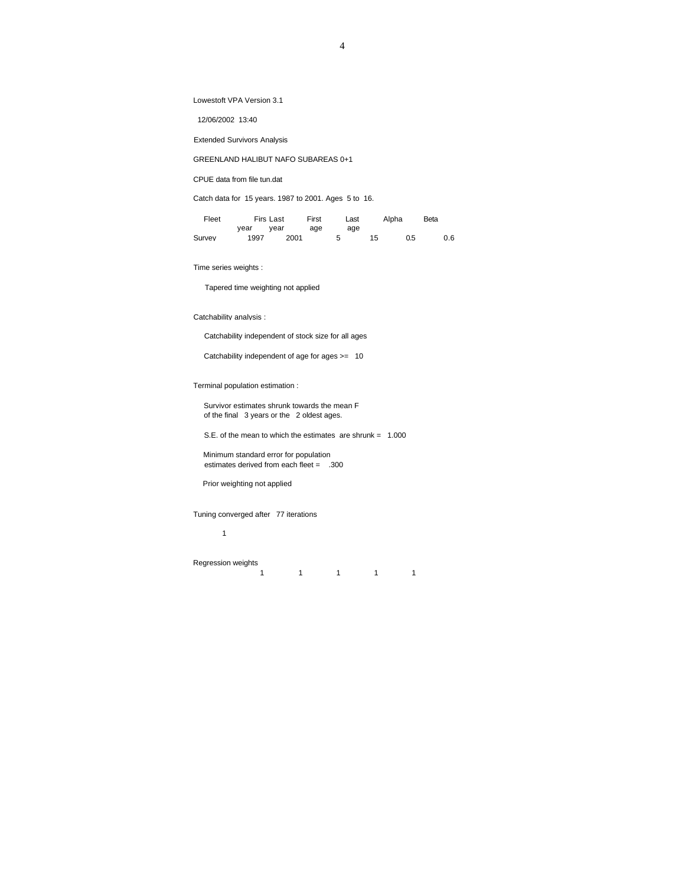Lowestoft VPA Version 3.1

12/06/2002 13:40

Extended Survivors Analysis

GREENLAND HALIBUT NAFO SUBAREAS 0+1

CPUE data from file tun.dat

Catch data for 15 years. 1987 to 2001. Ages 5 to 16.

| Fleet | Firs year | Last year | First age | Last age | Alpha | Beta |
|---|---|---|---|---|---|---|
| Survey | 1997 | 2001 | 5 | 15 | 0.5 | 0.6 |

Time series weights :

Tapered time weighting not applied

Catchability analysis :

Catchability independent of stock size for all ages

Catchability independent of age for ages >= 10

Terminal population estimation :

Survivor estimates shrunk towards the mean F
of the final 3 years or the 2 oldest ages.

S.E. of the mean to which the estimates are shrunk = 1.000

Minimum standard error for population
estimates derived from each fleet = .300

Prior weighting not applied

Tuning converged after 77 iterations

1

Regression weights

| | | | | |
|---|---|---|---|---|
| 1 | 1 | 1 | 1 | 1 |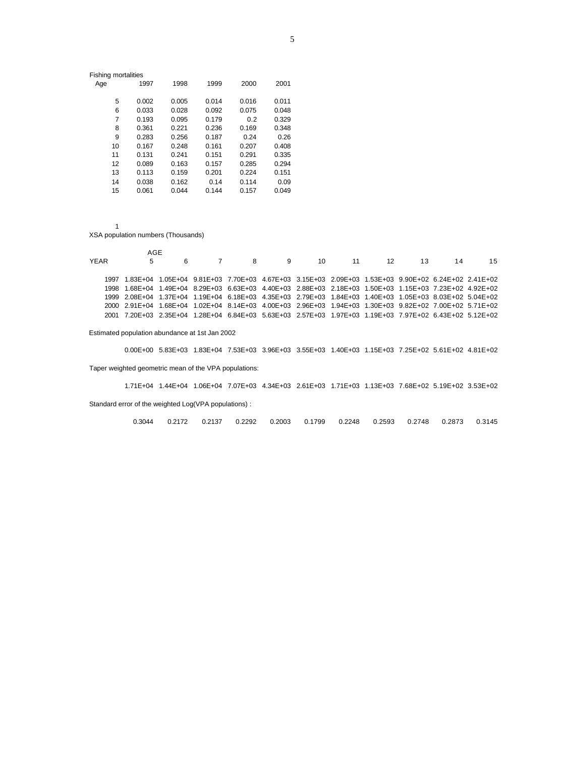Fishing mortalities

| Age | 1997 | 1998 | 1999 | 2000 | 2001 |
|---|---|---|---|---|---|
| 5 | 0.002 | 0.005 | 0.014 | 0.016 | 0.011 |
| 6 | 0.033 | 0.028 | 0.092 | 0.075 | 0.048 |
| 7 | 0.193 | 0.095 | 0.179 | 0.2 | 0.329 |
| 8 | 0.361 | 0.221 | 0.236 | 0.169 | 0.348 |
| 9 | 0.283 | 0.256 | 0.187 | 0.24 | 0.26 |
| 10 | 0.167 | 0.248 | 0.161 | 0.207 | 0.408 |
| 11 | 0.131 | 0.241 | 0.151 | 0.291 | 0.335 |
| 12 | 0.089 | 0.163 | 0.157 | 0.285 | 0.294 |
| 13 | 0.113 | 0.159 | 0.201 | 0.224 | 0.151 |
| 14 | 0.038 | 0.162 | 0.14 | 0.114 | 0.09 |
| 15 | 0.061 | 0.044 | 0.144 | 0.157 | 0.049 |

1

XSA population numbers (Thousands)

| YEAR | AGE 5 | 6 | 7 | 8 | 9 | 10 | 11 | 12 | 13 | 14 | 15 |
|---|---|---|---|---|---|---|---|---|---|---|---|
| 1997 | 1.83E+04 | 1.05E+04 | 9.81E+03 | 7.70E+03 | 4.67E+03 | 3.15E+03 | 2.09E+03 | 1.53E+03 | 9.90E+02 | 6.24E+02 | 2.41E+02 |
| 1998 | 1.68E+04 | 1.49E+04 | 8.29E+03 | 6.63E+03 | 4.40E+03 | 2.88E+03 | 2.18E+03 | 1.50E+03 | 1.15E+03 | 7.23E+02 | 4.92E+02 |
| 1999 | 2.08E+04 | 1.37E+04 | 1.19E+04 | 6.18E+03 | 4.35E+03 | 2.79E+03 | 1.84E+03 | 1.40E+03 | 1.05E+03 | 8.03E+02 | 5.04E+02 |
| 2000 | 2.91E+04 | 1.68E+04 | 1.02E+04 | 8.14E+03 | 4.00E+03 | 2.96E+03 | 1.94E+03 | 1.30E+03 | 9.82E+02 | 7.00E+02 | 5.71E+02 |
| 2001 | 7.20E+03 | 2.35E+04 | 1.28E+04 | 6.84E+03 | 5.63E+03 | 2.57E+03 | 1.97E+03 | 1.19E+03 | 7.97E+02 | 6.43E+02 | 5.12E+02 |

Estimated population abundance at 1st Jan 2002

| 0.00E+00 | 5.83E+03 | 1.83E+04 | 7.53E+03 | 3.96E+03 | 3.55E+03 | 1.40E+03 | 1.15E+03 | 7.25E+02 | 5.61E+02 | 4.81E+02 |
|---|---|---|---|---|---|---|---|---|---|---|

Taper weighted geometric mean of the VPA populations:

| 1.71E+04 | 1.44E+04 | 1.06E+04 | 7.07E+03 | 4.34E+03 | 2.61E+03 | 1.71E+03 | 1.13E+03 | 7.68E+02 | 5.19E+02 | 3.53E+02 |
|---|---|---|---|---|---|---|---|---|---|---|

Standard error of the weighted Log(VPA populations) :

| 0.3044 | 0.2172 | 0.2137 | 0.2292 | 0.2003 | 0.1799 | 0.2248 | 0.2593 | 0.2748 | 0.2873 | 0.3145 |
|---|---|---|---|---|---|---|---|---|---|---|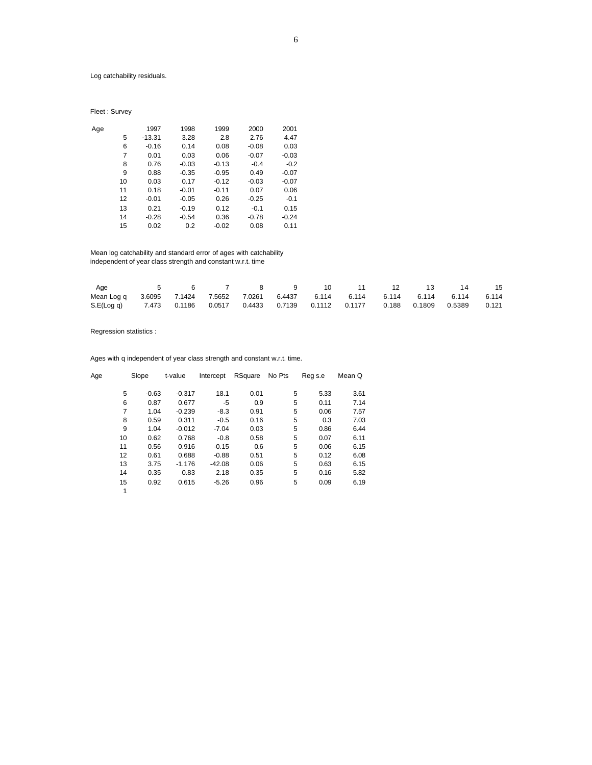Log catchability residuals.

Fleet : Survey

| Age | 1997 | 1998 | 1999 | 2000 | 2001 |
|---|---|---|---|---|---|
| 5 | -13.31 | 3.28 | 2.8 | 2.76 | 4.47 |
| 6 | -0.16 | 0.14 | 0.08 | -0.08 | 0.03 |
| 7 | 0.01 | 0.03 | 0.06 | -0.07 | -0.03 |
| 8 | 0.76 | -0.03 | -0.13 | -0.4 | -0.2 |
| 9 | 0.88 | -0.35 | -0.95 | 0.49 | -0.07 |
| 10 | 0.03 | 0.17 | -0.12 | -0.03 | -0.07 |
| 11 | 0.18 | -0.01 | -0.11 | 0.07 | 0.06 |
| 12 | -0.01 | -0.05 | 0.26 | -0.25 | -0.1 |
| 13 | 0.21 | -0.19 | 0.12 | -0.1 | 0.15 |
| 14 | -0.28 | -0.54 | 0.36 | -0.78 | -0.24 |
| 15 | 0.02 | 0.2 | -0.02 | 0.08 | 0.11 |

Mean log catchability and standard error of ages with catchability
independent of year class strength and constant w.r.t. time

| Age | 5 | 6 | 7 | 8 | 9 | 10 | 11 | 12 | 13 | 14 | 15 |
|---|---|---|---|---|---|---|---|---|---|---|---|
| Mean Log q | 3.6095 | 7.1424 | 7.5652 | 7.0261 | 6.4437 | 6.114 | 6.114 | 6.114 | 6.114 | 6.114 | 6.114 |
| S.E(Log q) | 7.473 | 0.1186 | 0.0517 | 0.4433 | 0.7139 | 0.1112 | 0.1177 | 0.188 | 0.1809 | 0.5389 | 0.121 |

Regression statistics :

Ages with q independent of year class strength and constant w.r.t. time.

| Age | Slope | t-value | Intercept | RSquare | No Pts | Reg s.e | Mean Q |
|---|---|---|---|---|---|---|---|
| 5 | -0.63 | -0.317 | 18.1 | 0.01 | 5 | 5.33 | 3.61 |
| 6 | 0.87 | 0.677 | -5 | 0.9 | 5 | 0.11 | 7.14 |
| 7 | 1.04 | -0.239 | -8.3 | 0.91 | 5 | 0.06 | 7.57 |
| 8 | 0.59 | 0.311 | -0.5 | 0.16 | 5 | 0.3 | 7.03 |
| 9 | 1.04 | -0.012 | -7.04 | 0.03 | 5 | 0.86 | 6.44 |
| 10 | 0.62 | 0.768 | -0.8 | 0.58 | 5 | 0.07 | 6.11 |
| 11 | 0.56 | 0.916 | -0.15 | 0.6 | 5 | 0.06 | 6.15 |
| 12 | 0.61 | 0.688 | -0.88 | 0.51 | 5 | 0.12 | 6.08 |
| 13 | 3.75 | -1.176 | -42.08 | 0.06 | 5 | 0.63 | 6.15 |
| 14 | 0.35 | 0.83 | 2.18 | 0.35 | 5 | 0.16 | 5.82 |
| 15 | 0.92 | 0.615 | -5.26 | 0.96 | 5 | 0.09 | 6.19 |
| 1 | | | | | | | |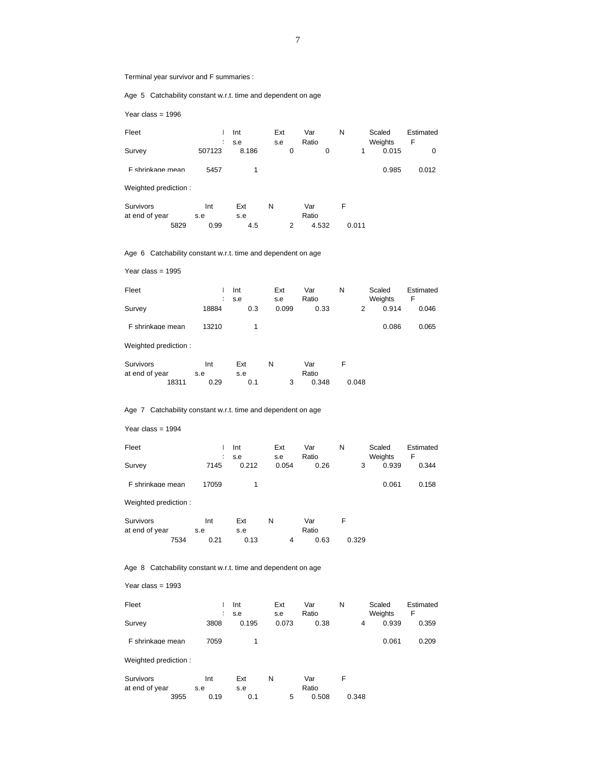Terminal year survivor and F summaries :

Age 5 Catchability constant w.r.t. time and dependent on age

Year class = 1996

| Fleet | Int | Int s.e | Ext s.e | Var Ratio | N | Scaled Weights | Estimated F |
|---|---|---|---|---|---|---|---|
| Survey | 507123 | 8.186 | 0 | 0 | 1 | 0.015 | 0 |
| F shrinkage mean | 5457 | 1 | | | | 0.985 | 0.012 |

Weighted prediction :

| Survivors at end of year | Int s.e | Ext s.e | N | Var Ratio | F |
|---|---|---|---|---|---|
| 5829 | 0.99 | 4.5 | 2 | 4.532 | 0.011 |

Age 6 Catchability constant w.r.t. time and dependent on age

Year class = 1995

| Fleet | Int | Int s.e | Ext s.e | Var Ratio | N | Scaled Weights | Estimated F |
|---|---|---|---|---|---|---|---|
| Survey | 18884 | 0.3 | 0.099 | 0.33 | 2 | 0.914 | 0.046 |
| F shrinkage mean | 13210 | 1 | | | | 0.086 | 0.065 |

Weighted prediction :

| Survivors at end of year | Int s.e | Ext s.e | N | Var Ratio | F |
|---|---|---|---|---|---|
| 18311 | 0.29 | 0.1 | 3 | 0.348 | 0.048 |

Age 7 Catchability constant w.r.t. time and dependent on age

Year class = 1994

| Fleet | Int | Int s.e | Ext s.e | Var Ratio | N | Scaled Weights | Estimated F |
|---|---|---|---|---|---|---|---|
| Survey | 7145 | 0.212 | 0.054 | 0.26 | 3 | 0.939 | 0.344 |
| F shrinkage mean | 17059 | 1 | | | | 0.061 | 0.158 |

Weighted prediction :

| Survivors at end of year | Int s.e | Ext s.e | N | Var Ratio | F |
|---|---|---|---|---|---|
| 7534 | 0.21 | 0.13 | 4 | 0.63 | 0.329 |

Age 8 Catchability constant w.r.t. time and dependent on age

Year class = 1993

| Fleet | Int | Int s.e | Ext s.e | Var Ratio | N | Scaled Weights | Estimated F |
|---|---|---|---|---|---|---|---|
| Survey | 3808 | 0.195 | 0.073 | 0.38 | 4 | 0.939 | 0.359 |
| F shrinkage mean | 7059 | 1 | | | | 0.061 | 0.209 |

Weighted prediction :

| Survivors at end of year | Int s.e | Ext s.e | N | Var Ratio | F |
|---|---|---|---|---|---|
| 3955 | 0.19 | 0.1 | 5 | 0.508 | 0.348 |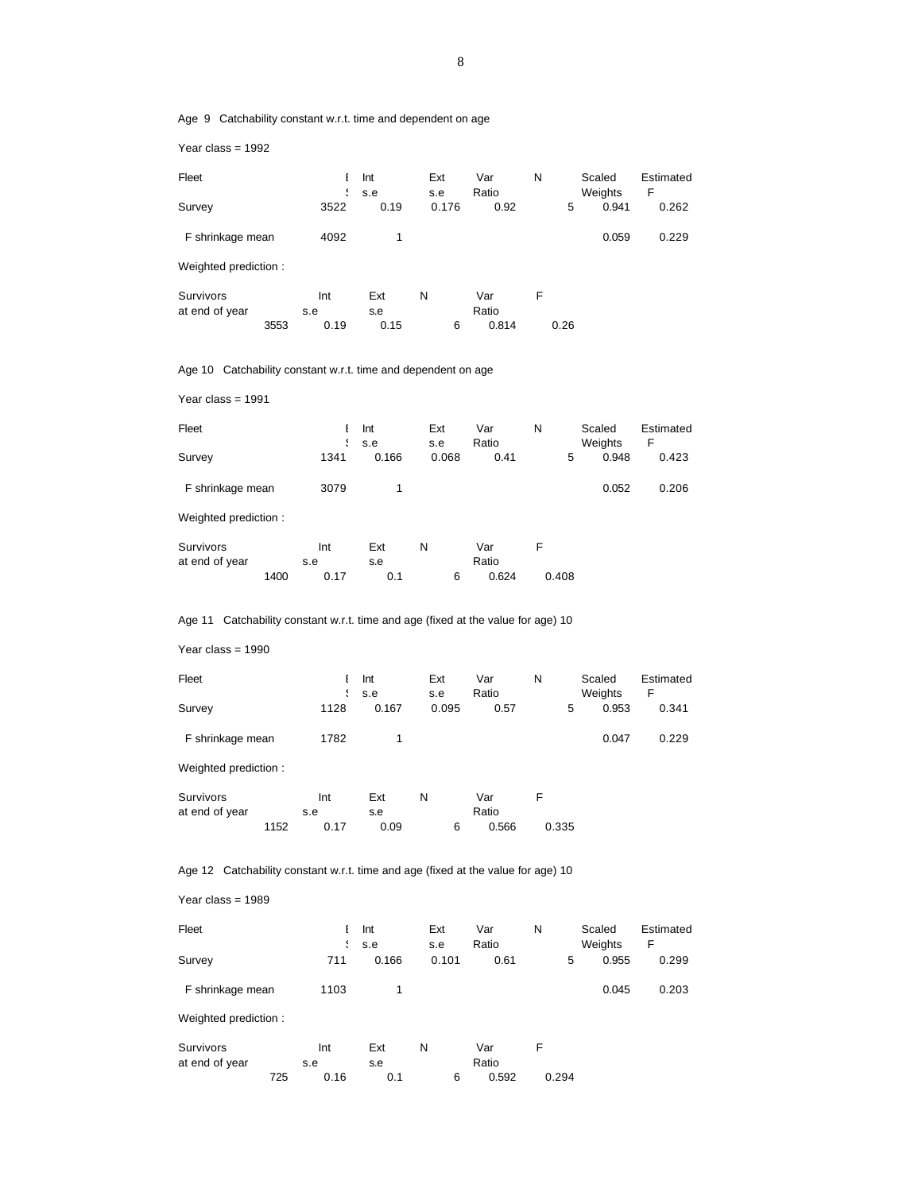Age 9 Catchability constant w.r.t. time and dependent on age

Year class = 1992

| Fleet | Estimated Survivors | Int s.e | Ext s.e | Var Ratio | N | Scaled Weights | Estimated F |
|---|---|---|---|---|---|---|---|
| Survey | 3522 | 0.19 | 0.176 | 0.92 | 5 | 0.941 | 0.262 |
| F shrinkage mean | 4092 | 1 | | | | 0.059 | 0.229 |

Weighted prediction :

| Survivors at end of year | Int s.e | Ext s.e | N | Var Ratio | F |
|---|---|---|---|---|---|
| 3553 | 0.19 | 0.15 | 6 | 0.814 | 0.26 |

Age 10 Catchability constant w.r.t. time and dependent on age

Year class = 1991

| Fleet | Estimated Survivors | Int s.e | Ext s.e | Var Ratio | N | Scaled Weights | Estimated F |
|---|---|---|---|---|---|---|---|
| Survey | 1341 | 0.166 | 0.068 | 0.41 | 5 | 0.948 | 0.423 |
| F shrinkage mean | 3079 | 1 | | | | 0.052 | 0.206 |

Weighted prediction :

| Survivors at end of year | Int s.e | Ext s.e | N | Var Ratio | F |
|---|---|---|---|---|---|
| 1400 | 0.17 | 0.1 | 6 | 0.624 | 0.408 |

Age 11 Catchability constant w.r.t. time and age (fixed at the value for age) 10

Year class = 1990

| Fleet | Estimated Survivors | Int s.e | Ext s.e | Var Ratio | N | Scaled Weights | Estimated F |
|---|---|---|---|---|---|---|---|
| Survey | 1128 | 0.167 | 0.095 | 0.57 | 5 | 0.953 | 0.341 |
| F shrinkage mean | 1782 | 1 | | | | 0.047 | 0.229 |

Weighted prediction :

| Survivors at end of year | Int s.e | Ext s.e | N | Var Ratio | F |
|---|---|---|---|---|---|
| 1152 | 0.17 | 0.09 | 6 | 0.566 | 0.335 |

Age 12 Catchability constant w.r.t. time and age (fixed at the value for age) 10

Year class = 1989

| Fleet | Estimated Survivors | Int s.e | Ext s.e | Var Ratio | N | Scaled Weights | Estimated F |
|---|---|---|---|---|---|---|---|
| Survey | 711 | 0.166 | 0.101 | 0.61 | 5 | 0.955 | 0.299 |
| F shrinkage mean | 1103 | 1 | | | | 0.045 | 0.203 |

Weighted prediction :

| Survivors at end of year | Int s.e | Ext s.e | N | Var Ratio | F |
|---|---|---|---|---|---|
| 725 | 0.16 | 0.1 | 6 | 0.592 | 0.294 |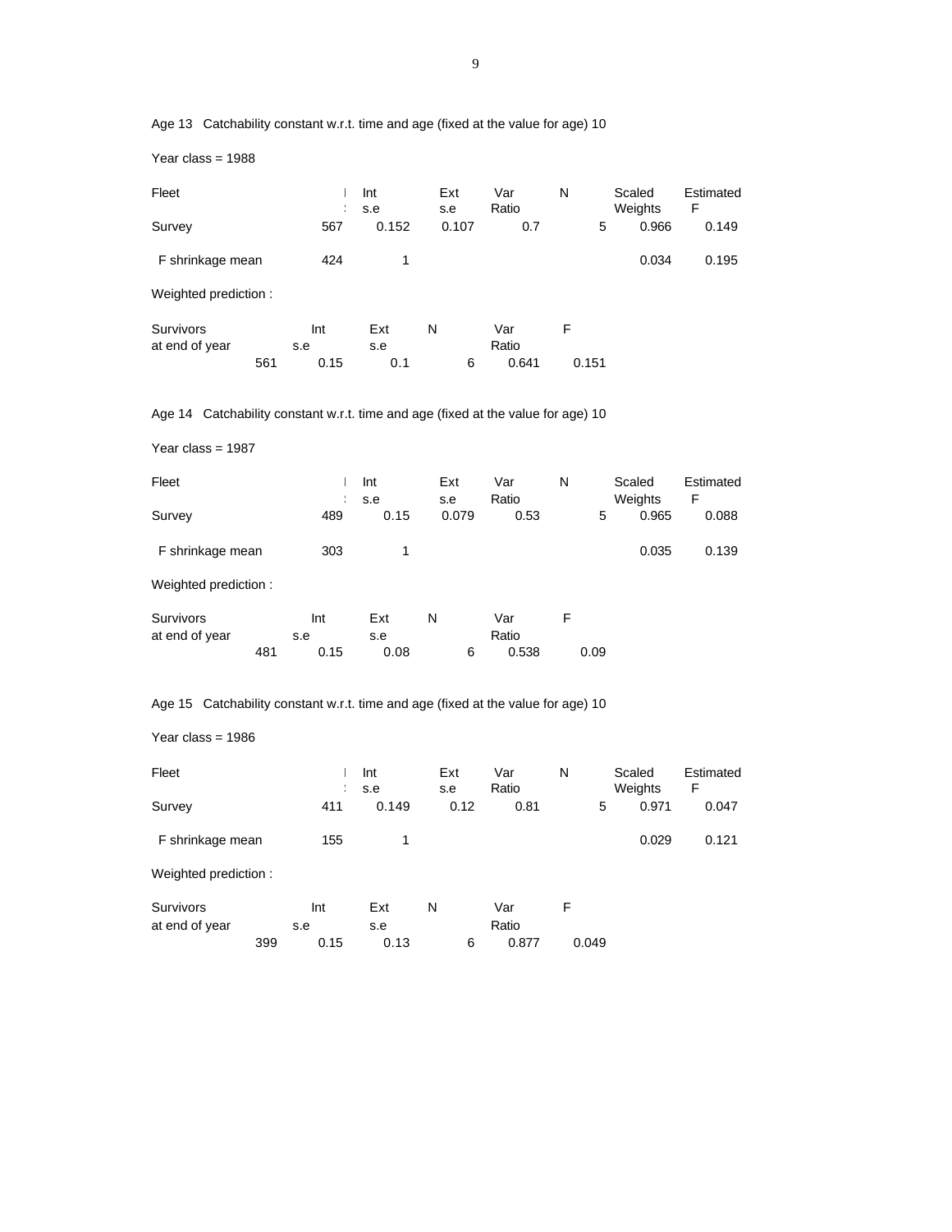Age 13 Catchability constant w.r.t. time and age (fixed at the value for age) 10

Year class = 1988

| Fleet | | Int s.e | Ext s.e | Var Ratio | N | Scaled Weights | Estimated F |
|---|---|---|---|---|---|---|---|
| Survey | 567 | 0.152 | 0.107 | 0.7 | 5 | 0.966 | 0.149 |
| F shrinkage mean | 424 | 1 | | | | 0.034 | 0.195 |

Weighted prediction :

| Survivors at end of year | Int s.e | Ext s.e | N | Var Ratio | F |
|---|---|---|---|---|---|
| 561 | 0.15 | 0.1 | 6 | 0.641 | 0.151 |

Age 14 Catchability constant w.r.t. time and age (fixed at the value for age) 10

Year class = 1987

| Fleet | | Int s.e | Ext s.e | Var Ratio | N | Scaled Weights | Estimated F |
|---|---|---|---|---|---|---|---|
| Survey | 489 | 0.15 | 0.079 | 0.53 | 5 | 0.965 | 0.088 |
| F shrinkage mean | 303 | 1 | | | | 0.035 | 0.139 |

Weighted prediction :

| Survivors at end of year | Int s.e | Ext s.e | N | Var Ratio | F |
|---|---|---|---|---|---|
| 481 | 0.15 | 0.08 | 6 | 0.538 | 0.09 |

Age 15 Catchability constant w.r.t. time and age (fixed at the value for age) 10

Year class = 1986

| Fleet | | Int s.e | Ext s.e | Var Ratio | N | Scaled Weights | Estimated F |
|---|---|---|---|---|---|---|---|
| Survey | 411 | 0.149 | 0.12 | 0.81 | 5 | 0.971 | 0.047 |
| F shrinkage mean | 155 | 1 | | | | 0.029 | 0.121 |

Weighted prediction :

| Survivors at end of year | Int s.e | Ext s.e | N | Var Ratio | F |
|---|---|---|---|---|---|
| 399 | 0.15 | 0.13 | 6 | 0.877 | 0.049 |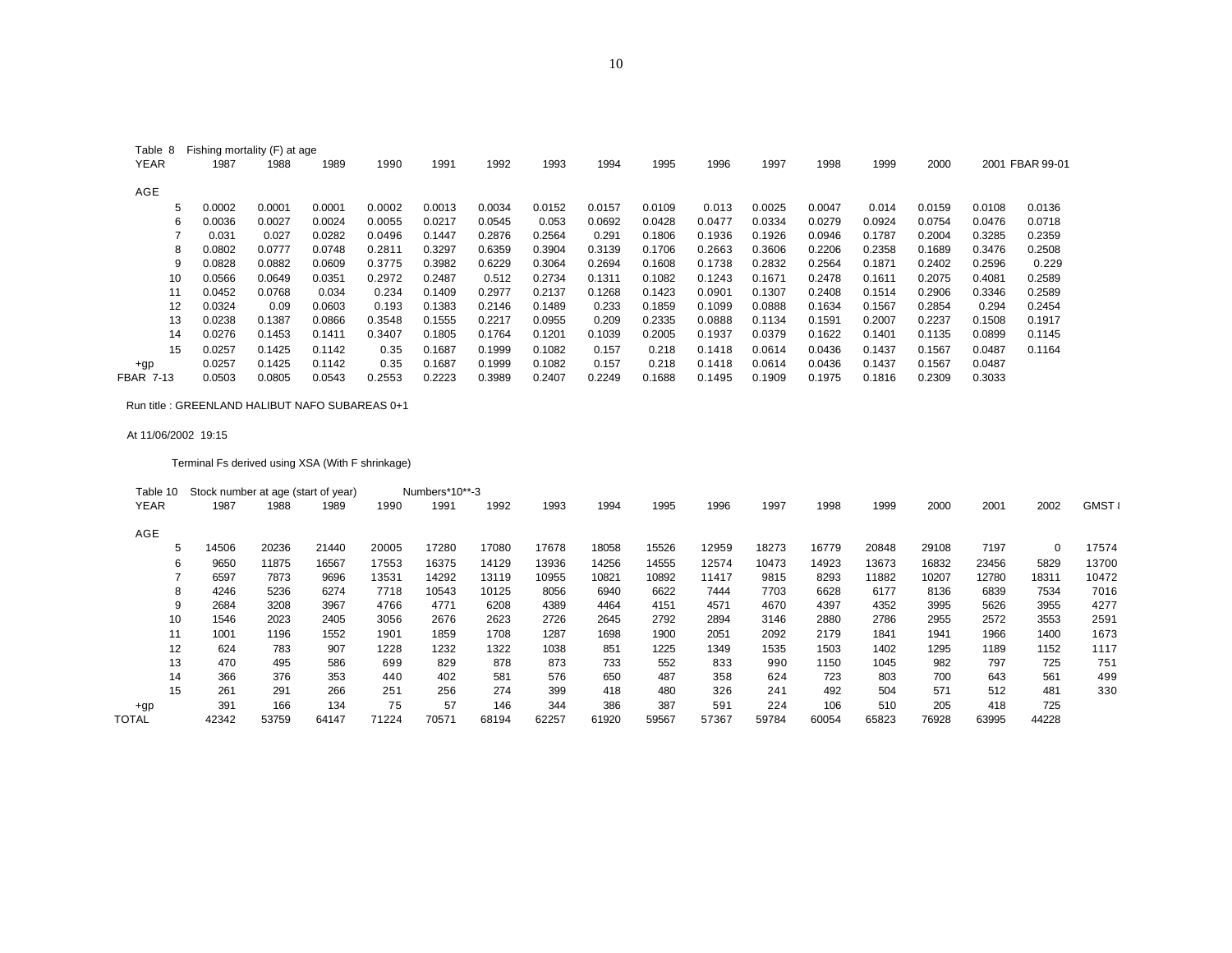Table 8 Fishing mortality (F) at age

| YEAR | 1987 | 1988 | 1989 | 1990 | 1991 | 1992 | 1993 | 1994 | 1995 | 1996 | 1997 | 1998 | 1999 | 2000 | 2001 | FBAR 99-01 |
|---|---|---|---|---|---|---|---|---|---|---|---|---|---|---|---|---|
| AGE | | | | | | | | | | | | | | | | |
| 5 | 0.0002 | 0.0001 | 0.0001 | 0.0002 | 0.0013 | 0.0034 | 0.0152 | 0.0157 | 0.0109 | 0.013 | 0.0025 | 0.0047 | 0.014 | 0.0159 | 0.0108 | 0.0136 |
| 6 | 0.0036 | 0.0027 | 0.0024 | 0.0055 | 0.0217 | 0.0545 | 0.053 | 0.0692 | 0.0428 | 0.0477 | 0.0334 | 0.0279 | 0.0924 | 0.0754 | 0.0476 | 0.0718 |
| 7 | 0.031 | 0.027 | 0.0282 | 0.0496 | 0.1447 | 0.2876 | 0.2564 | 0.291 | 0.1806 | 0.1936 | 0.1926 | 0.0946 | 0.1787 | 0.2004 | 0.3285 | 0.2359 |
| 8 | 0.0802 | 0.0777 | 0.0748 | 0.2811 | 0.3297 | 0.6359 | 0.3904 | 0.3139 | 0.1706 | 0.2663 | 0.3606 | 0.2206 | 0.2358 | 0.1689 | 0.3476 | 0.2508 |
| 9 | 0.0828 | 0.0882 | 0.0609 | 0.3775 | 0.3982 | 0.6229 | 0.3064 | 0.2694 | 0.1608 | 0.1738 | 0.2832 | 0.2564 | 0.1871 | 0.2402 | 0.2596 | 0.229 |
| 10 | 0.0566 | 0.0649 | 0.0351 | 0.2972 | 0.2487 | 0.512 | 0.2734 | 0.1311 | 0.1082 | 0.1243 | 0.1671 | 0.2478 | 0.1611 | 0.2075 | 0.4081 | 0.2589 |
| 11 | 0.0452 | 0.0768 | 0.034 | 0.234 | 0.1409 | 0.2977 | 0.2137 | 0.1268 | 0.1423 | 0.0901 | 0.1307 | 0.2408 | 0.1514 | 0.2906 | 0.3346 | 0.2589 |
| 12 | 0.0324 | 0.09 | 0.0603 | 0.193 | 0.1383 | 0.2146 | 0.1489 | 0.233 | 0.1859 | 0.1099 | 0.0888 | 0.1634 | 0.1567 | 0.2854 | 0.294 | 0.2454 |
| 13 | 0.0238 | 0.1387 | 0.0866 | 0.3548 | 0.1555 | 0.2217 | 0.0955 | 0.209 | 0.2335 | 0.0888 | 0.1134 | 0.1591 | 0.2007 | 0.2237 | 0.1508 | 0.1917 |
| 14 | 0.0276 | 0.1453 | 0.1411 | 0.3407 | 0.1805 | 0.1764 | 0.1201 | 0.1039 | 0.2005 | 0.1937 | 0.0379 | 0.1622 | 0.1401 | 0.1135 | 0.0899 | 0.1145 |
| 15 | 0.0257 | 0.1425 | 0.1142 | 0.35 | 0.1687 | 0.1999 | 0.1082 | 0.157 | 0.218 | 0.1418 | 0.0614 | 0.0436 | 0.1437 | 0.1567 | 0.0487 | 0.1164 |
| +gp | 0.0257 | 0.1425 | 0.1142 | 0.35 | 0.1687 | 0.1999 | 0.1082 | 0.157 | 0.218 | 0.1418 | 0.0614 | 0.0436 | 0.1437 | 0.1567 | 0.0487 | |
| FBAR 7-13 | 0.0503 | 0.0805 | 0.0543 | 0.2553 | 0.2223 | 0.3989 | 0.2407 | 0.2249 | 0.1688 | 0.1495 | 0.1909 | 0.1975 | 0.1816 | 0.2309 | 0.3033 | |

Run title : GREENLAND HALIBUT NAFO SUBAREAS 0+1

At 11/06/2002 19:15

Terminal Fs derived using XSA (With F shrinkage)

Table 10 Stock number at age (start of year) Numbers*10**-3

| YEAR | 1987 | 1988 | 1989 | 1990 | 1991 | 1992 | 1993 | 1994 | 1995 | 1996 | 1997 | 1998 | 1999 | 2000 | 2001 | 2002 | GMST 8 |
|---|---|---|---|---|---|---|---|---|---|---|---|---|---|---|---|---|---|
| AGE | | | | | | | | | | | | | | | | | |
| 5 | 14506 | 20236 | 21440 | 20005 | 17280 | 17080 | 17678 | 18058 | 15526 | 12959 | 18273 | 16779 | 20848 | 29108 | 7197 | 0 | 17574 |
| 6 | 9650 | 11875 | 16567 | 17553 | 16375 | 14129 | 13936 | 14256 | 14555 | 12574 | 10473 | 14923 | 13673 | 16832 | 23456 | 5829 | 13700 |
| 7 | 6597 | 7873 | 9696 | 13531 | 14292 | 13119 | 10955 | 10821 | 10892 | 11417 | 9815 | 8293 | 11882 | 10207 | 12780 | 18311 | 10472 |
| 8 | 4246 | 5236 | 6274 | 7718 | 10543 | 10125 | 8056 | 6940 | 6622 | 7444 | 7703 | 6628 | 6177 | 8136 | 6839 | 7534 | 7016 |
| 9 | 2684 | 3208 | 3967 | 4766 | 4771 | 6208 | 4389 | 4464 | 4151 | 4571 | 4670 | 4397 | 4352 | 3995 | 5626 | 3955 | 4277 |
| 10 | 1546 | 2023 | 2405 | 3056 | 2676 | 2623 | 2726 | 2645 | 2792 | 2894 | 3146 | 2880 | 2786 | 2955 | 2572 | 3553 | 2591 |
| 11 | 1001 | 1196 | 1552 | 1901 | 1859 | 1708 | 1287 | 1698 | 1900 | 2051 | 2092 | 2179 | 1841 | 1941 | 1966 | 1400 | 1673 |
| 12 | 624 | 783 | 907 | 1228 | 1232 | 1322 | 1038 | 851 | 1225 | 1349 | 1535 | 1503 | 1402 | 1295 | 1189 | 1152 | 1117 |
| 13 | 470 | 495 | 586 | 699 | 829 | 878 | 873 | 733 | 552 | 833 | 990 | 1150 | 1045 | 982 | 797 | 725 | 751 |
| 14 | 366 | 376 | 353 | 440 | 402 | 581 | 576 | 650 | 487 | 358 | 624 | 723 | 803 | 700 | 643 | 561 | 499 |
| 15 | 261 | 291 | 266 | 251 | 256 | 274 | 399 | 418 | 480 | 326 | 241 | 492 | 504 | 571 | 512 | 481 | 330 |
| +gp | 391 | 166 | 134 | 75 | 57 | 146 | 344 | 386 | 387 | 591 | 224 | 106 | 510 | 205 | 418 | 725 | |
| TOTAL | 42342 | 53759 | 64147 | 71224 | 70571 | 68194 | 62257 | 61920 | 59567 | 57367 | 59784 | 60054 | 65823 | 76928 | 63995 | 44228 | |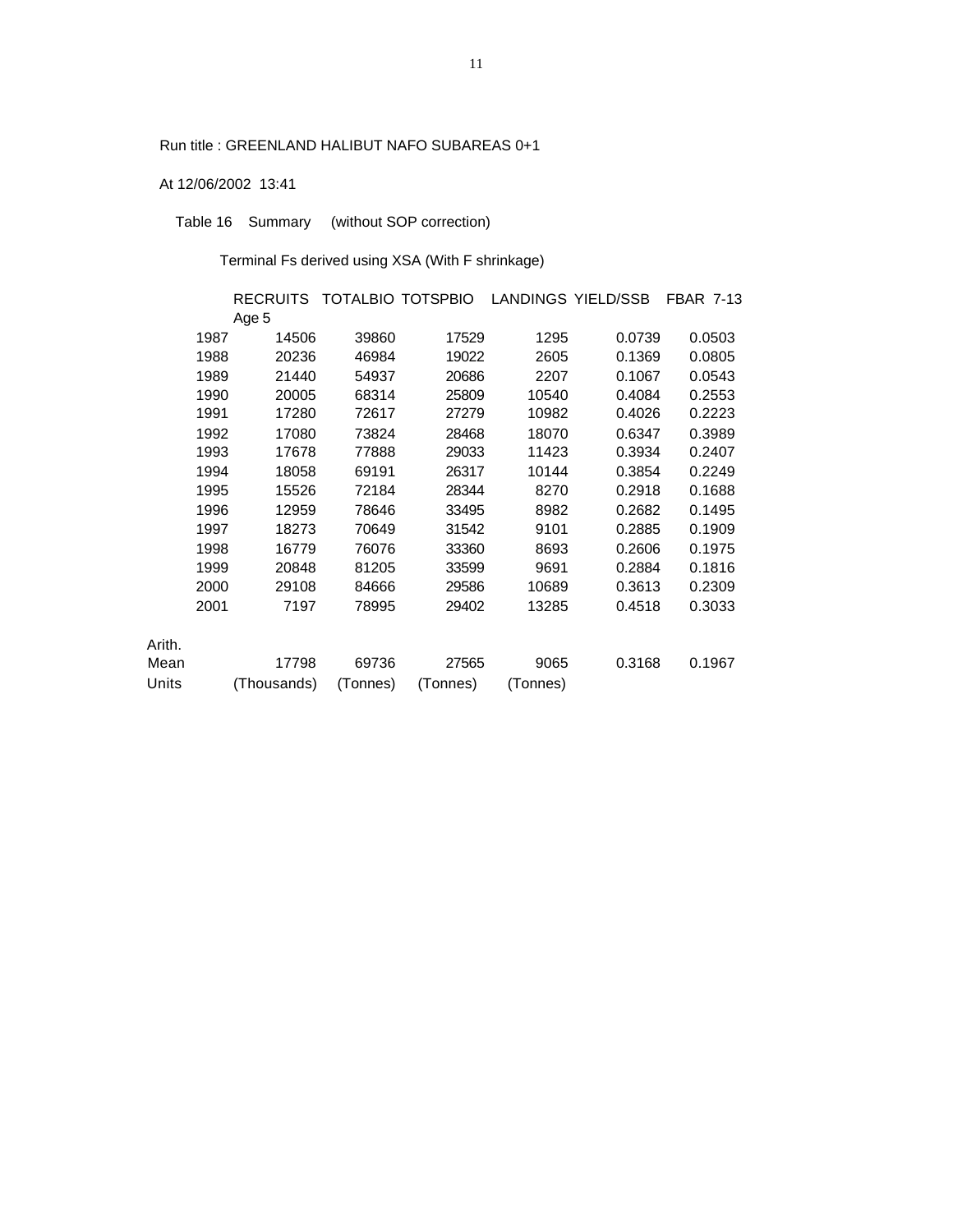Run title : GREENLAND HALIBUT NAFO SUBAREAS 0+1

At 12/06/2002 13:41

Table 16 Summary (without SOP correction)

Terminal Fs derived using XSA (With F shrinkage)

| | RECRUITS Age 5 | TOTALBIO | TOTSPBIO | LANDINGS | YIELD/SSB | FBAR 7-13 |
|---|---|---|---|---|---|---|
| 1987 | 14506 | 39860 | 17529 | 1295 | 0.0739 | 0.0503 |
| 1988 | 20236 | 46984 | 19022 | 2605 | 0.1369 | 0.0805 |
| 1989 | 21440 | 54937 | 20686 | 2207 | 0.1067 | 0.0543 |
| 1990 | 20005 | 68314 | 25809 | 10540 | 0.4084 | 0.2553 |
| 1991 | 17280 | 72617 | 27279 | 10982 | 0.4026 | 0.2223 |
| 1992 | 17080 | 73824 | 28468 | 18070 | 0.6347 | 0.3989 |
| 1993 | 17678 | 77888 | 29033 | 11423 | 0.3934 | 0.2407 |
| 1994 | 18058 | 69191 | 26317 | 10144 | 0.3854 | 0.2249 |
| 1995 | 15526 | 72184 | 28344 | 8270 | 0.2918 | 0.1688 |
| 1996 | 12959 | 78646 | 33495 | 8982 | 0.2682 | 0.1495 |
| 1997 | 18273 | 70649 | 31542 | 9101 | 0.2885 | 0.1909 |
| 1998 | 16779 | 76076 | 33360 | 8693 | 0.2606 | 0.1975 |
| 1999 | 20848 | 81205 | 33599 | 9691 | 0.2884 | 0.1816 |
| 2000 | 29108 | 84666 | 29586 | 10689 | 0.3613 | 0.2309 |
| 2001 | 7197 | 78995 | 29402 | 13285 | 0.4518 | 0.3033 |
| Arith. Mean | 17798 | 69736 | 27565 | 9065 | 0.3168 | 0.1967 |
| Units | (Thousands) | (Tonnes) | (Tonnes) | (Tonnes) | | |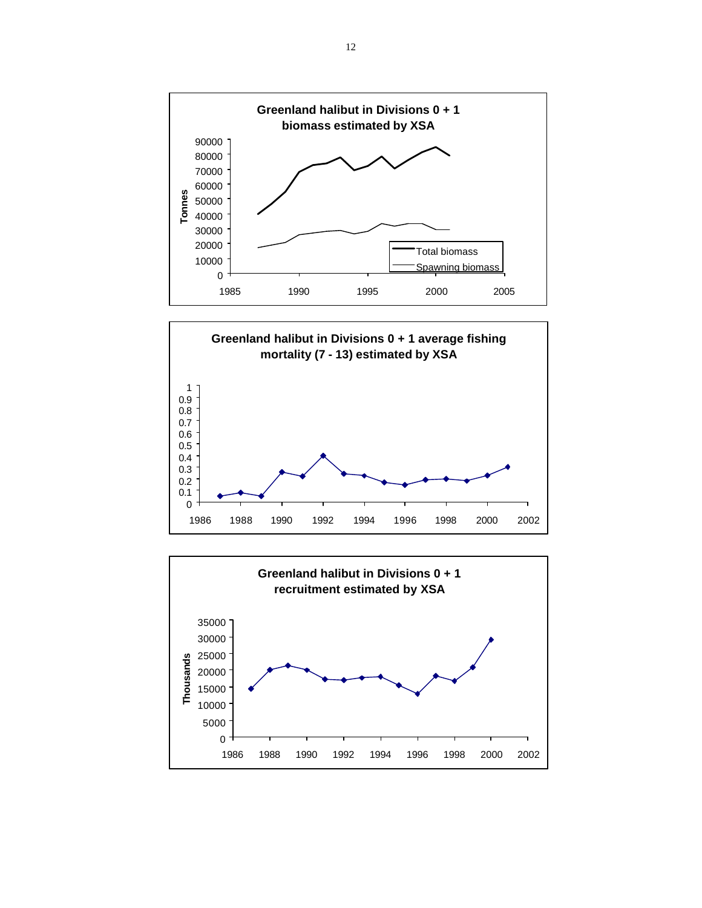**Greenland halibut in Divisions 0 + 1 biomass estimated by XSA**

Tonnes

90000
80000
70000
60000
50000
40000
30000
20000
10000
0

1985 1990 1995 2000 2005

Total biomass
Spawning biomass

**Greenland halibut in Divisions 0 + 1 average fishing mortality (7 - 13) estimated by XSA**

1
0.9
0.8
0.7
0.6
0.5
0.4
0.3
0.2
0.1
0

1986 1988 1990 1992 1994 1996 1998 2000 2002

**Greenland halibut in Divisions 0 + 1 recruitment estimated by XSA**

Thousands

35000
30000
25000
20000
15000
10000
5000
0

1986 1988 1990 1992 1994 1996 1998 2000 2002